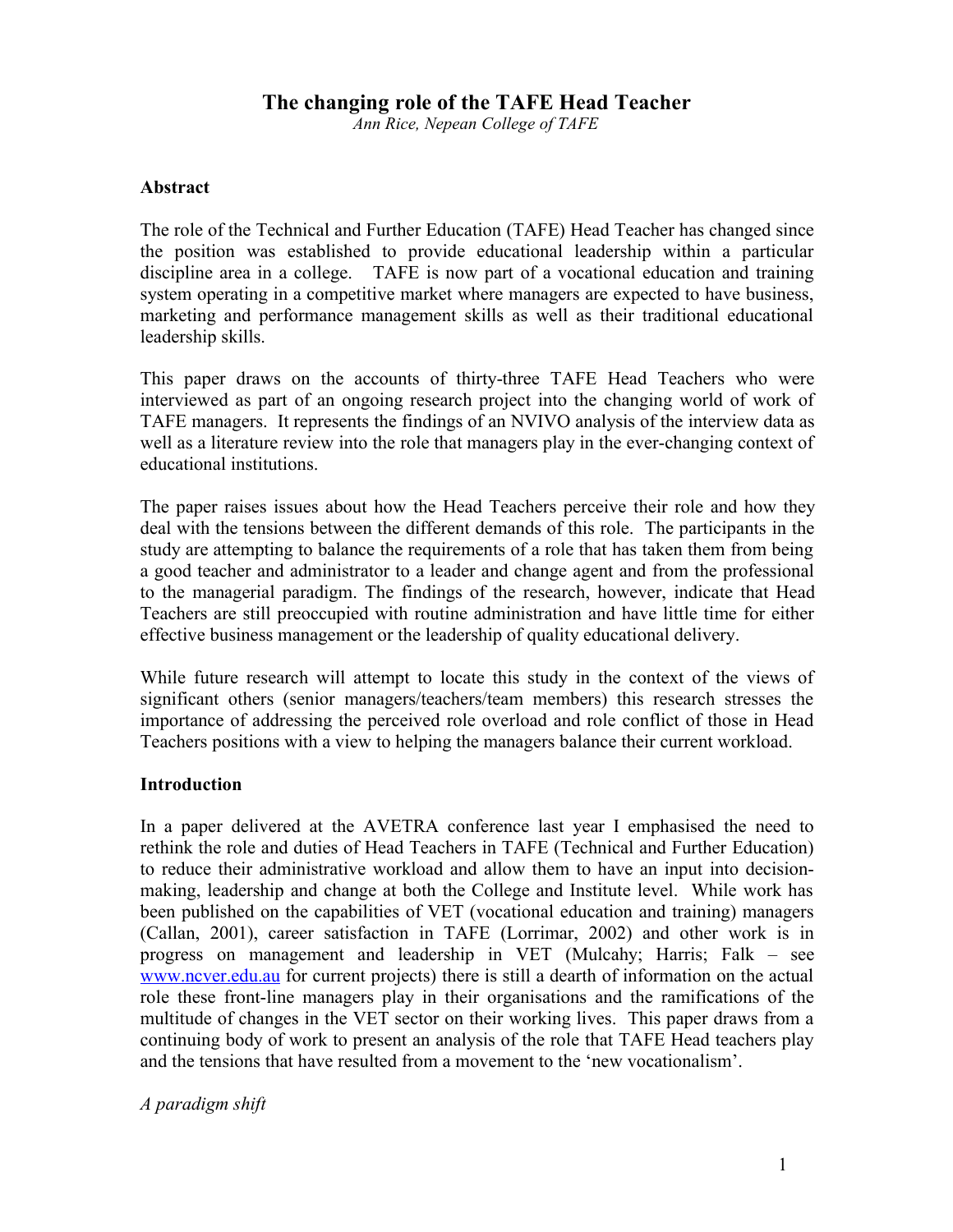# The changing role of the TAFE Head Teacher

*Ann Rice, Nepean College of TAFE*

## Abstract

The role of the Technical and Further Education (TAFE) Head Teacher has changed since the position was established to provide educational leadership within a particular discipline area in a college. TAFE is now part of a vocational education and training system operating in a competitive market where managers are expected to have business, marketing and performance management skills as well as their traditional educational leadership skills.

This paper draws on the accounts of thirty-three TAFE Head Teachers who were interviewed as part of an ongoing research project into the changing world of work of TAFE managers. It represents the findings of an NVIVO analysis of the interview data as well as a literature review into the role that managers play in the ever-changing context of educational institutions.

The paper raises issues about how the Head Teachers perceive their role and how they deal with the tensions between the different demands of this role. The participants in the study are attempting to balance the requirements of a role that has taken them from being a good teacher and administrator to a leader and change agent and from the professional to the managerial paradigm. The findings of the research, however, indicate that Head Teachers are still preoccupied with routine administration and have little time for either effective business management or the leadership of quality educational delivery.

While future research will attempt to locate this study in the context of the views of significant others (senior managers/teachers/team members) this research stresses the importance of addressing the perceived role overload and role conflict of those in Head Teachers positions with a view to helping the managers balance their current workload.

## Introduction

In a paper delivered at the AVETRA conference last year I emphasised the need to rethink the role and duties of Head Teachers in TAFE (Technical and Further Education) to reduce their administrative workload and allow them to have an input into decision-making, leadership and change at both the College and Institute level. While work has been published on the capabilities of VET (vocational education and training) managers (Callan, 2001), career satisfaction in TAFE (Lorrimar, 2002) and other work is in progress on management and leadership in VET (Mulcahy; Harris; Falk – see www.ncver.edu.au for current projects) there is still a dearth of information on the actual role these front-line managers play in their organisations and the ramifications of the multitude of changes in the VET sector on their working lives. This paper draws from a continuing body of work to present an analysis of the role that TAFE Head teachers play and the tensions that have resulted from a movement to the 'new vocationalism'.

*A paradigm shift*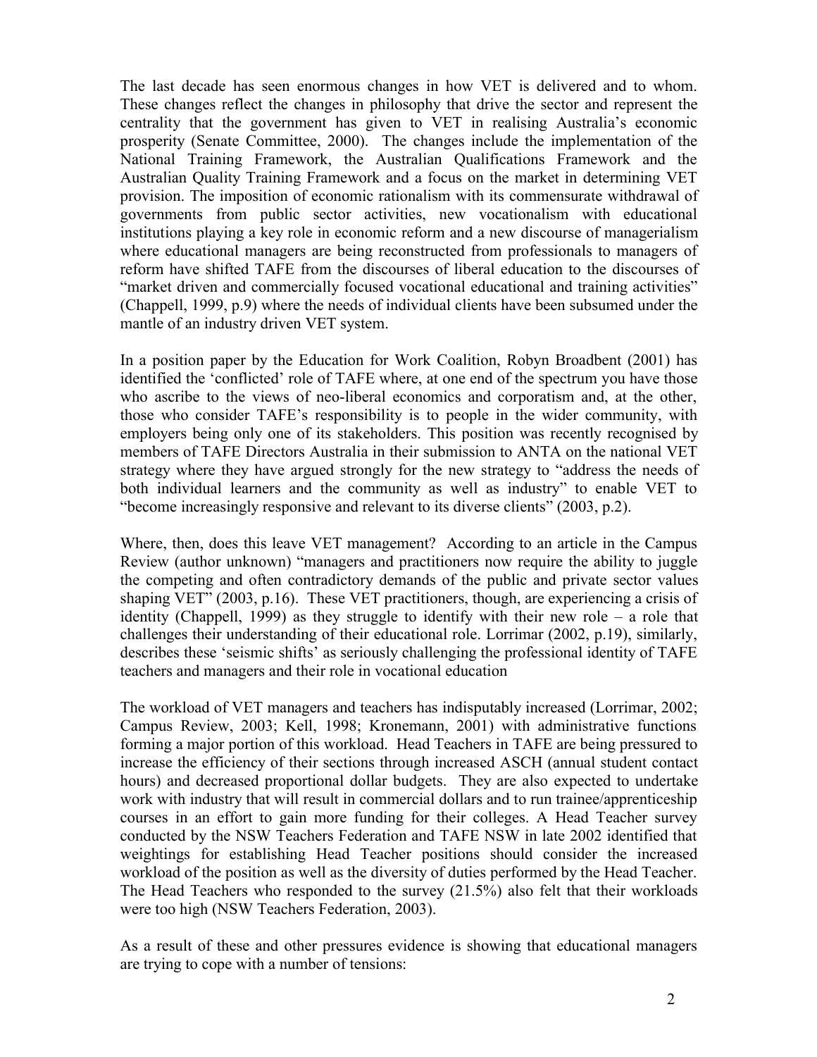The last decade has seen enormous changes in how VET is delivered and to whom. These changes reflect the changes in philosophy that drive the sector and represent the centrality that the government has given to VET in realising Australia's economic prosperity (Senate Committee, 2000). The changes include the implementation of the National Training Framework, the Australian Qualifications Framework and the Australian Quality Training Framework and a focus on the market in determining VET provision. The imposition of economic rationalism with its commensurate withdrawal of governments from public sector activities, new vocationalism with educational institutions playing a key role in economic reform and a new discourse of managerialism where educational managers are being reconstructed from professionals to managers of reform have shifted TAFE from the discourses of liberal education to the discourses of "market driven and commercially focused vocational educational and training activities" (Chappell, 1999, p.9) where the needs of individual clients have been subsumed under the mantle of an industry driven VET system.

In a position paper by the Education for Work Coalition, Robyn Broadbent (2001) has identified the 'conflicted' role of TAFE where, at one end of the spectrum you have those who ascribe to the views of neo-liberal economics and corporatism and, at the other, those who consider TAFE's responsibility is to people in the wider community, with employers being only one of its stakeholders. This position was recently recognised by members of TAFE Directors Australia in their submission to ANTA on the national VET strategy where they have argued strongly for the new strategy to "address the needs of both individual learners and the community as well as industry" to enable VET to "become increasingly responsive and relevant to its diverse clients" (2003, p.2).

Where, then, does this leave VET management? According to an article in the Campus Review (author unknown) "managers and practitioners now require the ability to juggle the competing and often contradictory demands of the public and private sector values shaping VET" (2003, p.16). These VET practitioners, though, are experiencing a crisis of identity (Chappell, 1999) as they struggle to identify with their new role – a role that challenges their understanding of their educational role. Lorrimar (2002, p.19), similarly, describes these 'seismic shifts' as seriously challenging the professional identity of TAFE teachers and managers and their role in vocational education

The workload of VET managers and teachers has indisputably increased (Lorrimar, 2002; Campus Review, 2003; Kell, 1998; Kronemann, 2001) with administrative functions forming a major portion of this workload. Head Teachers in TAFE are being pressured to increase the efficiency of their sections through increased ASCH (annual student contact hours) and decreased proportional dollar budgets. They are also expected to undertake work with industry that will result in commercial dollars and to run trainee/apprenticeship courses in an effort to gain more funding for their colleges. A Head Teacher survey conducted by the NSW Teachers Federation and TAFE NSW in late 2002 identified that weightings for establishing Head Teacher positions should consider the increased workload of the position as well as the diversity of duties performed by the Head Teacher. The Head Teachers who responded to the survey (21.5%) also felt that their workloads were too high (NSW Teachers Federation, 2003).

As a result of these and other pressures evidence is showing that educational managers are trying to cope with a number of tensions: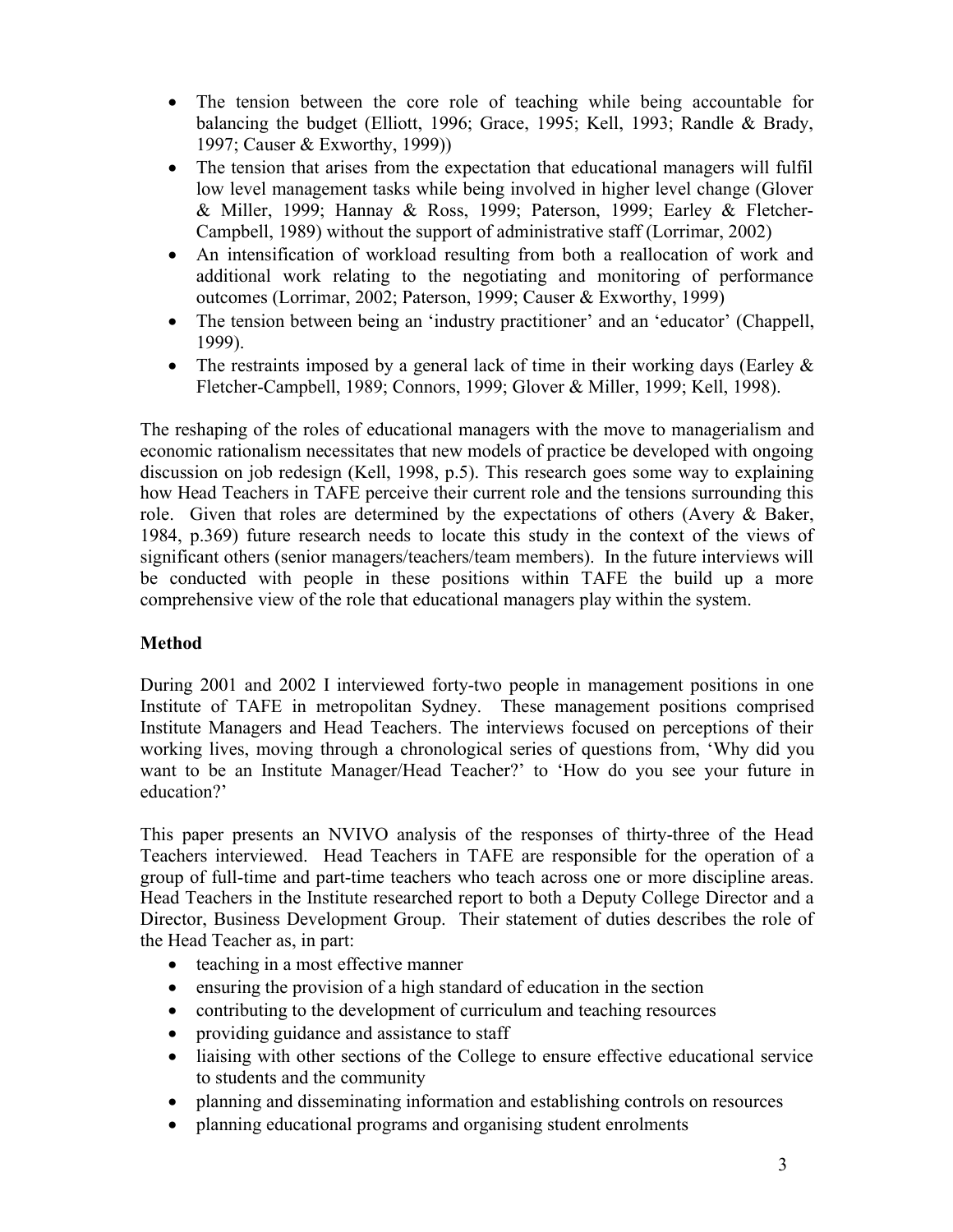- The tension between the core role of teaching while being accountable for balancing the budget (Elliott, 1996; Grace, 1995; Kell, 1993; Randle & Brady, 1997; Causer & Exworthy, 1999))
- The tension that arises from the expectation that educational managers will fulfil low level management tasks while being involved in higher level change (Glover & Miller, 1999; Hannay & Ross, 1999; Paterson, 1999; Earley & Fletcher-Campbell, 1989) without the support of administrative staff (Lorrimar, 2002)
- An intensification of workload resulting from both a reallocation of work and additional work relating to the negotiating and monitoring of performance outcomes (Lorrimar, 2002; Paterson, 1999; Causer & Exworthy, 1999)
- The tension between being an 'industry practitioner' and an 'educator' (Chappell, 1999).
- The restraints imposed by a general lack of time in their working days (Earley & Fletcher-Campbell, 1989; Connors, 1999; Glover & Miller, 1999; Kell, 1998).

The reshaping of the roles of educational managers with the move to managerialism and economic rationalism necessitates that new models of practice be developed with ongoing discussion on job redesign (Kell, 1998, p.5). This research goes some way to explaining how Head Teachers in TAFE perceive their current role and the tensions surrounding this role. Given that roles are determined by the expectations of others (Avery & Baker, 1984, p.369) future research needs to locate this study in the context of the views of significant others (senior managers/teachers/team members). In the future interviews will be conducted with people in these positions within TAFE the build up a more comprehensive view of the role that educational managers play within the system.

**Method**

During 2001 and 2002 I interviewed forty-two people in management positions in one Institute of TAFE in metropolitan Sydney. These management positions comprised Institute Managers and Head Teachers. The interviews focused on perceptions of their working lives, moving through a chronological series of questions from, 'Why did you want to be an Institute Manager/Head Teacher?' to 'How do you see your future in education?'

This paper presents an NVIVO analysis of the responses of thirty-three of the Head Teachers interviewed. Head Teachers in TAFE are responsible for the operation of a group of full-time and part-time teachers who teach across one or more discipline areas. Head Teachers in the Institute researched report to both a Deputy College Director and a Director, Business Development Group. Their statement of duties describes the role of the Head Teacher as, in part:

- teaching in a most effective manner
- ensuring the provision of a high standard of education in the section
- contributing to the development of curriculum and teaching resources
- providing guidance and assistance to staff
- liaising with other sections of the College to ensure effective educational service to students and the community
- planning and disseminating information and establishing controls on resources
- planning educational programs and organising student enrolments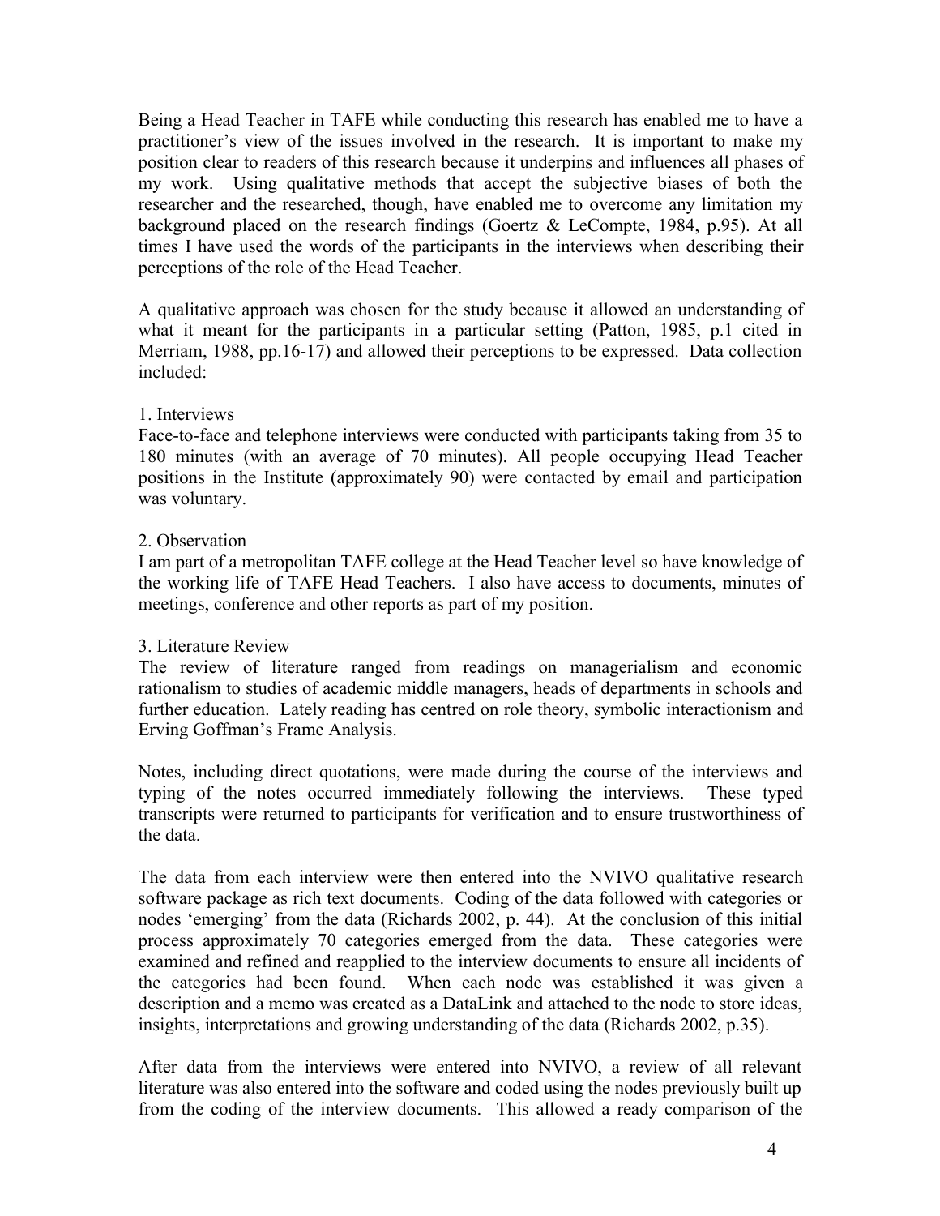Being a Head Teacher in TAFE while conducting this research has enabled me to have a practitioner's view of the issues involved in the research. It is important to make my position clear to readers of this research because it underpins and influences all phases of my work. Using qualitative methods that accept the subjective biases of both the researcher and the researched, though, have enabled me to overcome any limitation my background placed on the research findings (Goertz & LeCompte, 1984, p.95). At all times I have used the words of the participants in the interviews when describing their perceptions of the role of the Head Teacher.

A qualitative approach was chosen for the study because it allowed an understanding of what it meant for the participants in a particular setting (Patton, 1985, p.1 cited in Merriam, 1988, pp.16-17) and allowed their perceptions to be expressed. Data collection included:

1. Interviews
Face-to-face and telephone interviews were conducted with participants taking from 35 to 180 minutes (with an average of 70 minutes). All people occupying Head Teacher positions in the Institute (approximately 90) were contacted by email and participation was voluntary.

2. Observation
I am part of a metropolitan TAFE college at the Head Teacher level so have knowledge of the working life of TAFE Head Teachers. I also have access to documents, minutes of meetings, conference and other reports as part of my position.

3. Literature Review
The review of literature ranged from readings on managerialism and economic rationalism to studies of academic middle managers, heads of departments in schools and further education. Lately reading has centred on role theory, symbolic interactionism and Erving Goffman's Frame Analysis.

Notes, including direct quotations, were made during the course of the interviews and typing of the notes occurred immediately following the interviews. These typed transcripts were returned to participants for verification and to ensure trustworthiness of the data.

The data from each interview were then entered into the NVIVO qualitative research software package as rich text documents. Coding of the data followed with categories or nodes 'emerging' from the data (Richards 2002, p. 44). At the conclusion of this initial process approximately 70 categories emerged from the data. These categories were examined and refined and reapplied to the interview documents to ensure all incidents of the categories had been found. When each node was established it was given a description and a memo was created as a DataLink and attached to the node to store ideas, insights, interpretations and growing understanding of the data (Richards 2002, p.35).

After data from the interviews were entered into NVIVO, a review of all relevant literature was also entered into the software and coded using the nodes previously built up from the coding of the interview documents. This allowed a ready comparison of the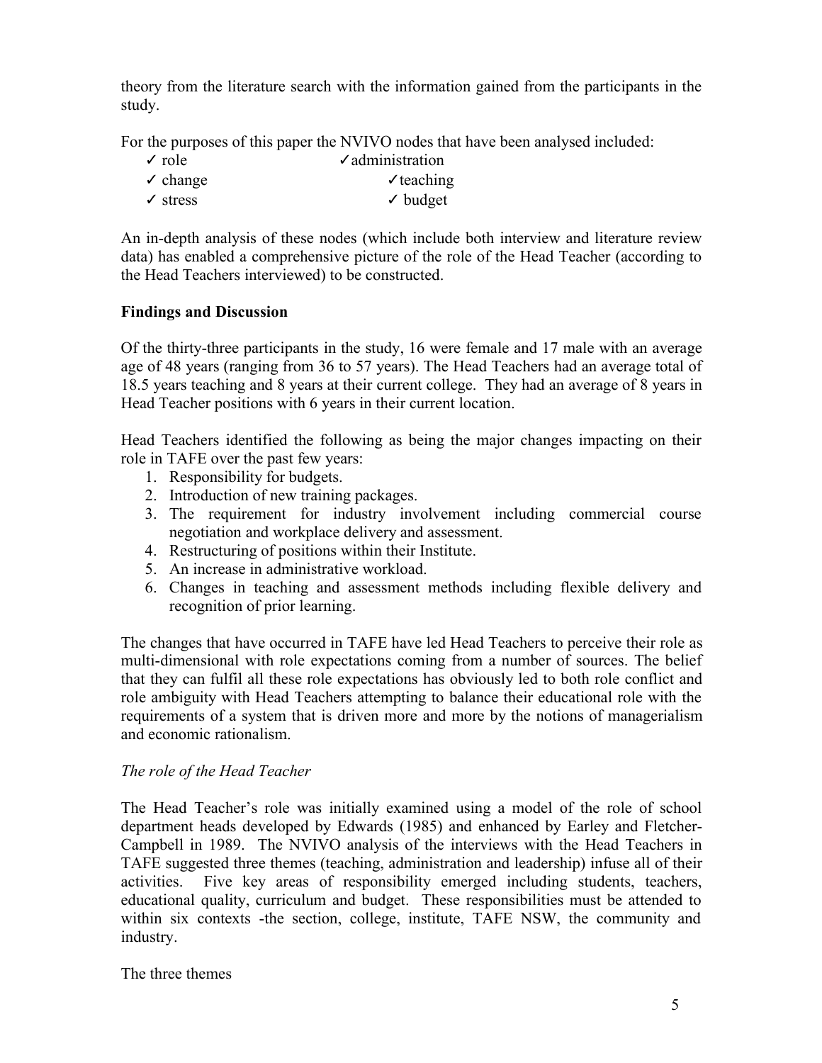theory from the literature search with the information gained from the participants in the study.

For the purposes of this paper the NVIVO nodes that have been analysed included:

- ✓ role
- ✓ change
- ✓ stress
- ✓ administration
- ✓ teaching
- ✓ budget

An in-depth analysis of these nodes (which include both interview and literature review data) has enabled a comprehensive picture of the role of the Head Teacher (according to the Head Teachers interviewed) to be constructed.

**Findings and Discussion**

Of the thirty-three participants in the study, 16 were female and 17 male with an average age of 48 years (ranging from 36 to 57 years). The Head Teachers had an average total of 18.5 years teaching and 8 years at their current college. They had an average of 8 years in Head Teacher positions with 6 years in their current location.

Head Teachers identified the following as being the major changes impacting on their role in TAFE over the past few years:

1. Responsibility for budgets.
2. Introduction of new training packages.
3. The requirement for industry involvement including commercial course negotiation and workplace delivery and assessment.
4. Restructuring of positions within their Institute.
5. An increase in administrative workload.
6. Changes in teaching and assessment methods including flexible delivery and recognition of prior learning.

The changes that have occurred in TAFE have led Head Teachers to perceive their role as multi-dimensional with role expectations coming from a number of sources. The belief that they can fulfil all these role expectations has obviously led to both role conflict and role ambiguity with Head Teachers attempting to balance their educational role with the requirements of a system that is driven more and more by the notions of managerialism and economic rationalism.

*The role of the Head Teacher*

The Head Teacher's role was initially examined using a model of the role of school department heads developed by Edwards (1985) and enhanced by Earley and Fletcher-Campbell in 1989. The NVIVO analysis of the interviews with the Head Teachers in TAFE suggested three themes (teaching, administration and leadership) infuse all of their activities. Five key areas of responsibility emerged including students, teachers, educational quality, curriculum and budget. These responsibilities must be attended to within six contexts -the section, college, institute, TAFE NSW, the community and industry.

The three themes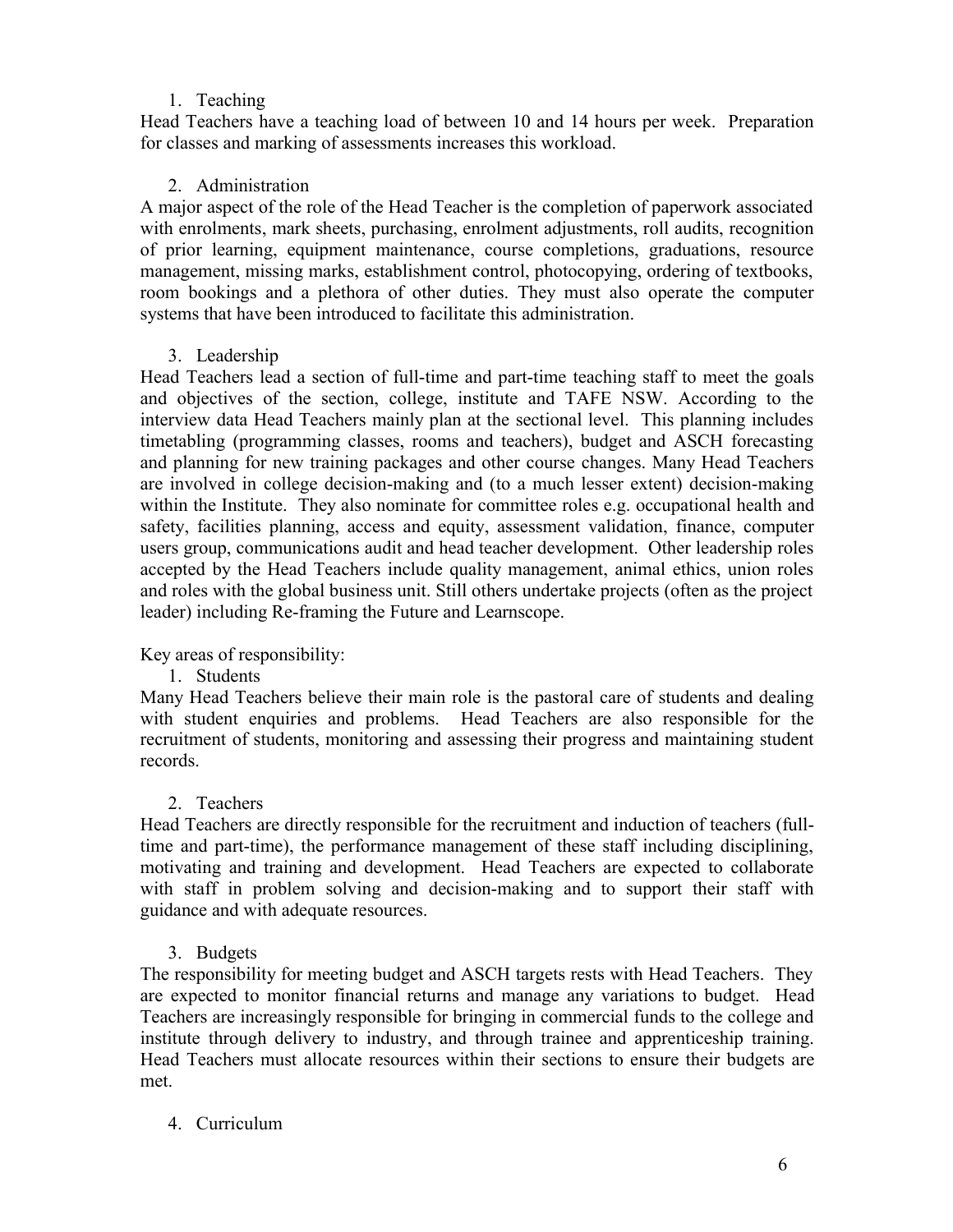1. Teaching

Head Teachers have a teaching load of between 10 and 14 hours per week. Preparation for classes and marking of assessments increases this workload.

2. Administration

A major aspect of the role of the Head Teacher is the completion of paperwork associated with enrolments, mark sheets, purchasing, enrolment adjustments, roll audits, recognition of prior learning, equipment maintenance, course completions, graduations, resource management, missing marks, establishment control, photocopying, ordering of textbooks, room bookings and a plethora of other duties. They must also operate the computer systems that have been introduced to facilitate this administration.

3. Leadership

Head Teachers lead a section of full-time and part-time teaching staff to meet the goals and objectives of the section, college, institute and TAFE NSW. According to the interview data Head Teachers mainly plan at the sectional level. This planning includes timetabling (programming classes, rooms and teachers), budget and ASCH forecasting and planning for new training packages and other course changes. Many Head Teachers are involved in college decision-making and (to a much lesser extent) decision-making within the Institute. They also nominate for committee roles e.g. occupational health and safety, facilities planning, access and equity, assessment validation, finance, computer users group, communications audit and head teacher development. Other leadership roles accepted by the Head Teachers include quality management, animal ethics, union roles and roles with the global business unit. Still others undertake projects (often as the project leader) including Re-framing the Future and Learnscope.

Key areas of responsibility:

1. Students

Many Head Teachers believe their main role is the pastoral care of students and dealing with student enquiries and problems. Head Teachers are also responsible for the recruitment of students, monitoring and assessing their progress and maintaining student records.

2. Teachers

Head Teachers are directly responsible for the recruitment and induction of teachers (full-time and part-time), the performance management of these staff including disciplining, motivating and training and development. Head Teachers are expected to collaborate with staff in problem solving and decision-making and to support their staff with guidance and with adequate resources.

3. Budgets

The responsibility for meeting budget and ASCH targets rests with Head Teachers. They are expected to monitor financial returns and manage any variations to budget. Head Teachers are increasingly responsible for bringing in commercial funds to the college and institute through delivery to industry, and through trainee and apprenticeship training. Head Teachers must allocate resources within their sections to ensure their budgets are met.

4. Curriculum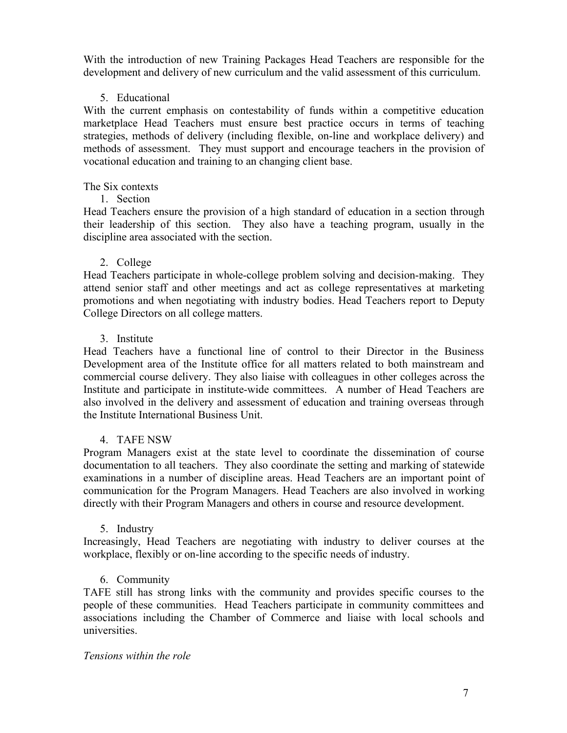With the introduction of new Training Packages Head Teachers are responsible for the development and delivery of new curriculum and the valid assessment of this curriculum.

5. Educational

With the current emphasis on contestability of funds within a competitive education marketplace Head Teachers must ensure best practice occurs in terms of teaching strategies, methods of delivery (including flexible, on-line and workplace delivery) and methods of assessment. They must support and encourage teachers in the provision of vocational education and training to an changing client base.

The Six contexts

1. Section

Head Teachers ensure the provision of a high standard of education in a section through their leadership of this section. They also have a teaching program, usually in the discipline area associated with the section.

2. College

Head Teachers participate in whole-college problem solving and decision-making. They attend senior staff and other meetings and act as college representatives at marketing promotions and when negotiating with industry bodies. Head Teachers report to Deputy College Directors on all college matters.

3. Institute

Head Teachers have a functional line of control to their Director in the Business Development area of the Institute office for all matters related to both mainstream and commercial course delivery. They also liaise with colleagues in other colleges across the Institute and participate in institute-wide committees. A number of Head Teachers are also involved in the delivery and assessment of education and training overseas through the Institute International Business Unit.

4. TAFE NSW

Program Managers exist at the state level to coordinate the dissemination of course documentation to all teachers. They also coordinate the setting and marking of statewide examinations in a number of discipline areas. Head Teachers are an important point of communication for the Program Managers. Head Teachers are also involved in working directly with their Program Managers and others in course and resource development.

5. Industry

Increasingly, Head Teachers are negotiating with industry to deliver courses at the workplace, flexibly or on-line according to the specific needs of industry.

6. Community

TAFE still has strong links with the community and provides specific courses to the people of these communities. Head Teachers participate in community committees and associations including the Chamber of Commerce and liaise with local schools and universities.

*Tensions within the role*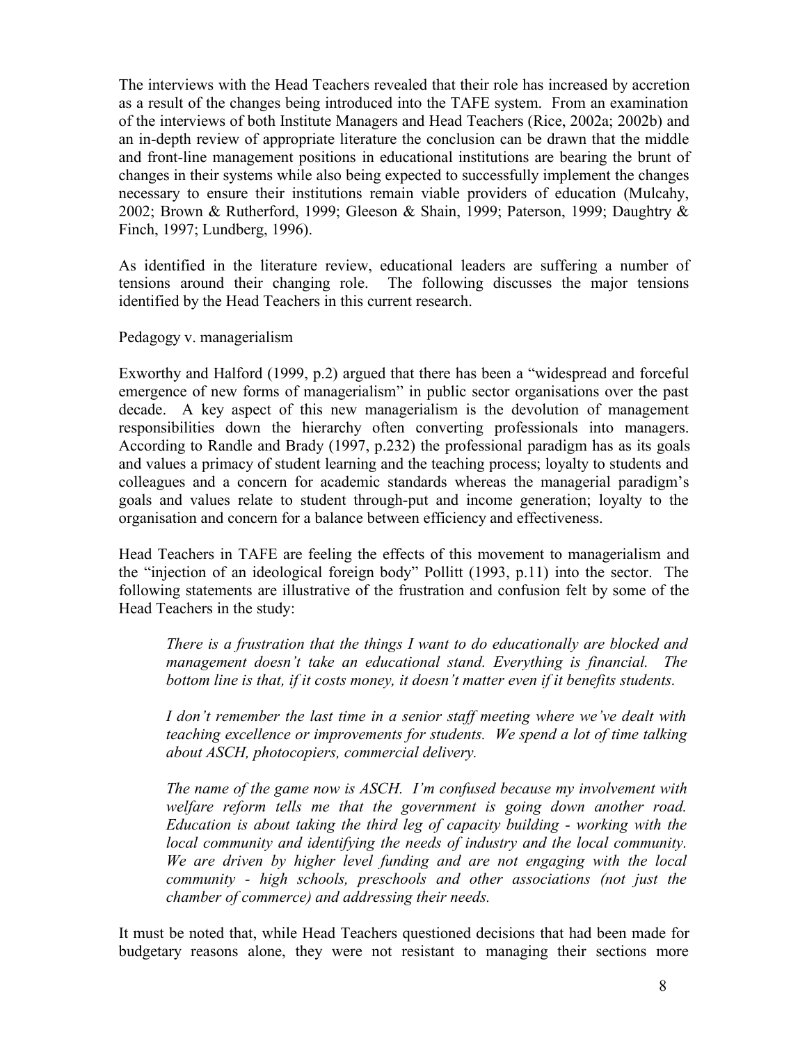The interviews with the Head Teachers revealed that their role has increased by accretion as a result of the changes being introduced into the TAFE system. From an examination of the interviews of both Institute Managers and Head Teachers (Rice, 2002a; 2002b) and an in-depth review of appropriate literature the conclusion can be drawn that the middle and front-line management positions in educational institutions are bearing the brunt of changes in their systems while also being expected to successfully implement the changes necessary to ensure their institutions remain viable providers of education (Mulcahy, 2002; Brown & Rutherford, 1999; Gleeson & Shain, 1999; Paterson, 1999; Daughtry & Finch, 1997; Lundberg, 1996).

As identified in the literature review, educational leaders are suffering a number of tensions around their changing role. The following discusses the major tensions identified by the Head Teachers in this current research.

### Pedagogy v. managerialism

Exworthy and Halford (1999, p.2) argued that there has been a "widespread and forceful emergence of new forms of managerialism" in public sector organisations over the past decade. A key aspect of this new managerialism is the devolution of management responsibilities down the hierarchy often converting professionals into managers. According to Randle and Brady (1997, p.232) the professional paradigm has as its goals and values a primacy of student learning and the teaching process; loyalty to students and colleagues and a concern for academic standards whereas the managerial paradigm's goals and values relate to student through-put and income generation; loyalty to the organisation and concern for a balance between efficiency and effectiveness.

Head Teachers in TAFE are feeling the effects of this movement to managerialism and the "injection of an ideological foreign body" Pollitt (1993, p.11) into the sector. The following statements are illustrative of the frustration and confusion felt by some of the Head Teachers in the study:

> *There is a frustration that the things I want to do educationally are blocked and management doesn't take an educational stand. Everything is financial. The bottom line is that, if it costs money, it doesn't matter even if it benefits students.*
>
> *I don't remember the last time in a senior staff meeting where we've dealt with teaching excellence or improvements for students. We spend a lot of time talking about ASCH, photocopiers, commercial delivery.*
>
> *The name of the game now is ASCH. I'm confused because my involvement with welfare reform tells me that the government is going down another road. Education is about taking the third leg of capacity building - working with the local community and identifying the needs of industry and the local community. We are driven by higher level funding and are not engaging with the local community - high schools, preschools and other associations (not just the chamber of commerce) and addressing their needs.*

It must be noted that, while Head Teachers questioned decisions that had been made for budgetary reasons alone, they were not resistant to managing their sections more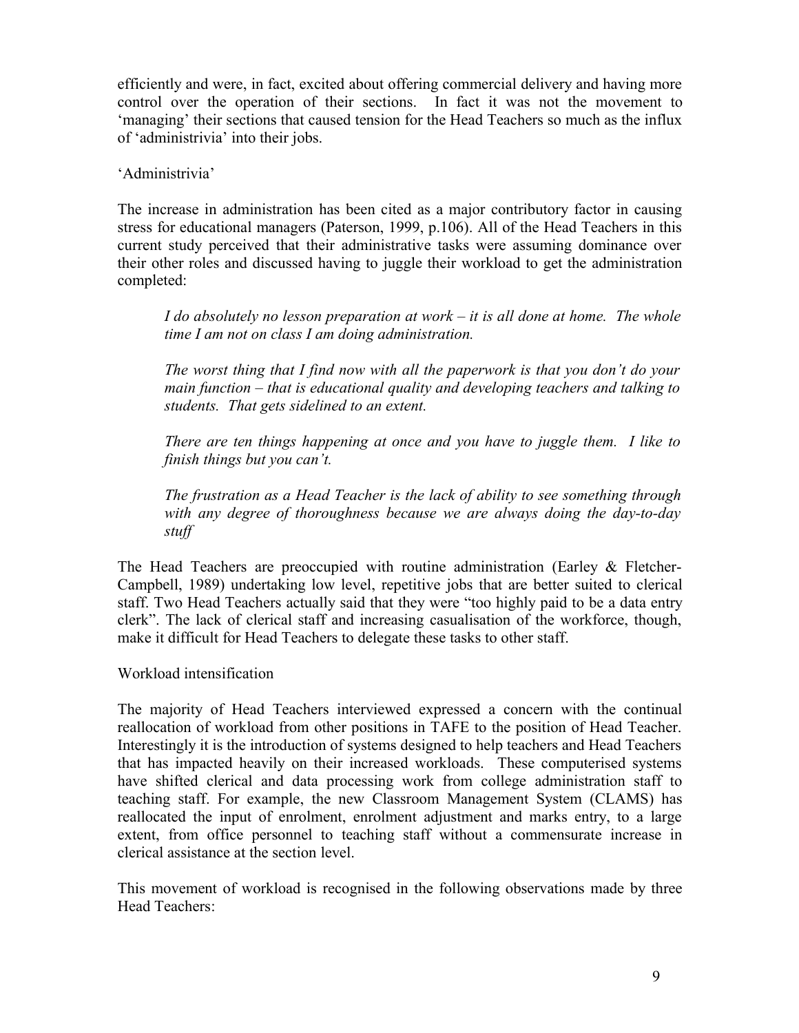efficiently and were, in fact, excited about offering commercial delivery and having more control over the operation of their sections. In fact it was not the movement to 'managing' their sections that caused tension for the Head Teachers so much as the influx of 'administrivia' into their jobs.

### 'Administrivia'

The increase in administration has been cited as a major contributory factor in causing stress for educational managers (Paterson, 1999, p.106). All of the Head Teachers in this current study perceived that their administrative tasks were assuming dominance over their other roles and discussed having to juggle their workload to get the administration completed:

> *I do absolutely no lesson preparation at work – it is all done at home. The whole time I am not on class I am doing administration.*
>
> *The worst thing that I find now with all the paperwork is that you don't do your main function – that is educational quality and developing teachers and talking to students. That gets sidelined to an extent.*
>
> *There are ten things happening at once and you have to juggle them. I like to finish things but you can't.*
>
> *The frustration as a Head Teacher is the lack of ability to see something through with any degree of thoroughness because we are always doing the day-to-day stuff*

The Head Teachers are preoccupied with routine administration (Earley & Fletcher-Campbell, 1989) undertaking low level, repetitive jobs that are better suited to clerical staff. Two Head Teachers actually said that they were "too highly paid to be a data entry clerk". The lack of clerical staff and increasing casualisation of the workforce, though, make it difficult for Head Teachers to delegate these tasks to other staff.

### Workload intensification

The majority of Head Teachers interviewed expressed a concern with the continual reallocation of workload from other positions in TAFE to the position of Head Teacher. Interestingly it is the introduction of systems designed to help teachers and Head Teachers that has impacted heavily on their increased workloads. These computerised systems have shifted clerical and data processing work from college administration staff to teaching staff. For example, the new Classroom Management System (CLAMS) has reallocated the input of enrolment, enrolment adjustment and marks entry, to a large extent, from office personnel to teaching staff without a commensurate increase in clerical assistance at the section level.

This movement of workload is recognised in the following observations made by three Head Teachers: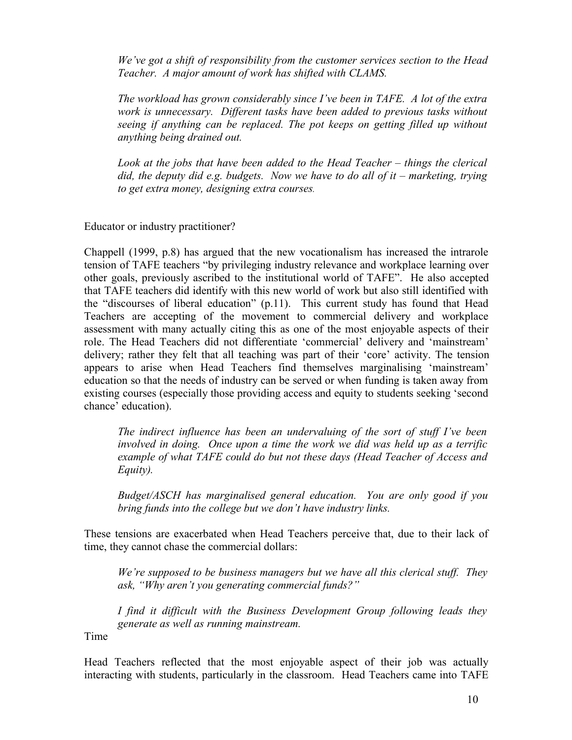*We've got a shift of responsibility from the customer services section to the Head Teacher. A major amount of work has shifted with CLAMS.*

*The workload has grown considerably since I've been in TAFE. A lot of the extra work is unnecessary. Different tasks have been added to previous tasks without seeing if anything can be replaced. The pot keeps on getting filled up without anything being drained out.*

*Look at the jobs that have been added to the Head Teacher – things the clerical did, the deputy did e.g. budgets. Now we have to do all of it – marketing, trying to get extra money, designing extra courses.*

## Educator or industry practitioner?

Chappell (1999, p.8) has argued that the new vocationalism has increased the intrarole tension of TAFE teachers "by privileging industry relevance and workplace learning over other goals, previously ascribed to the institutional world of TAFE". He also accepted that TAFE teachers did identify with this new world of work but also still identified with the "discourses of liberal education" (p.11). This current study has found that Head Teachers are accepting of the movement to commercial delivery and workplace assessment with many actually citing this as one of the most enjoyable aspects of their role. The Head Teachers did not differentiate 'commercial' delivery and 'mainstream' delivery; rather they felt that all teaching was part of their 'core' activity. The tension appears to arise when Head Teachers find themselves marginalising 'mainstream' education so that the needs of industry can be served or when funding is taken away from existing courses (especially those providing access and equity to students seeking 'second chance' education).

*The indirect influence has been an undervaluing of the sort of stuff I've been involved in doing. Once upon a time the work we did was held up as a terrific example of what TAFE could do but not these days (Head Teacher of Access and Equity).*

*Budget/ASCH has marginalised general education. You are only good if you bring funds into the college but we don't have industry links.*

These tensions are exacerbated when Head Teachers perceive that, due to their lack of time, they cannot chase the commercial dollars:

*We're supposed to be business managers but we have all this clerical stuff. They ask, "Why aren't you generating commercial funds?"*

*I find it difficult with the Business Development Group following leads they generate as well as running mainstream.*

## Time

Head Teachers reflected that the most enjoyable aspect of their job was actually interacting with students, particularly in the classroom. Head Teachers came into TAFE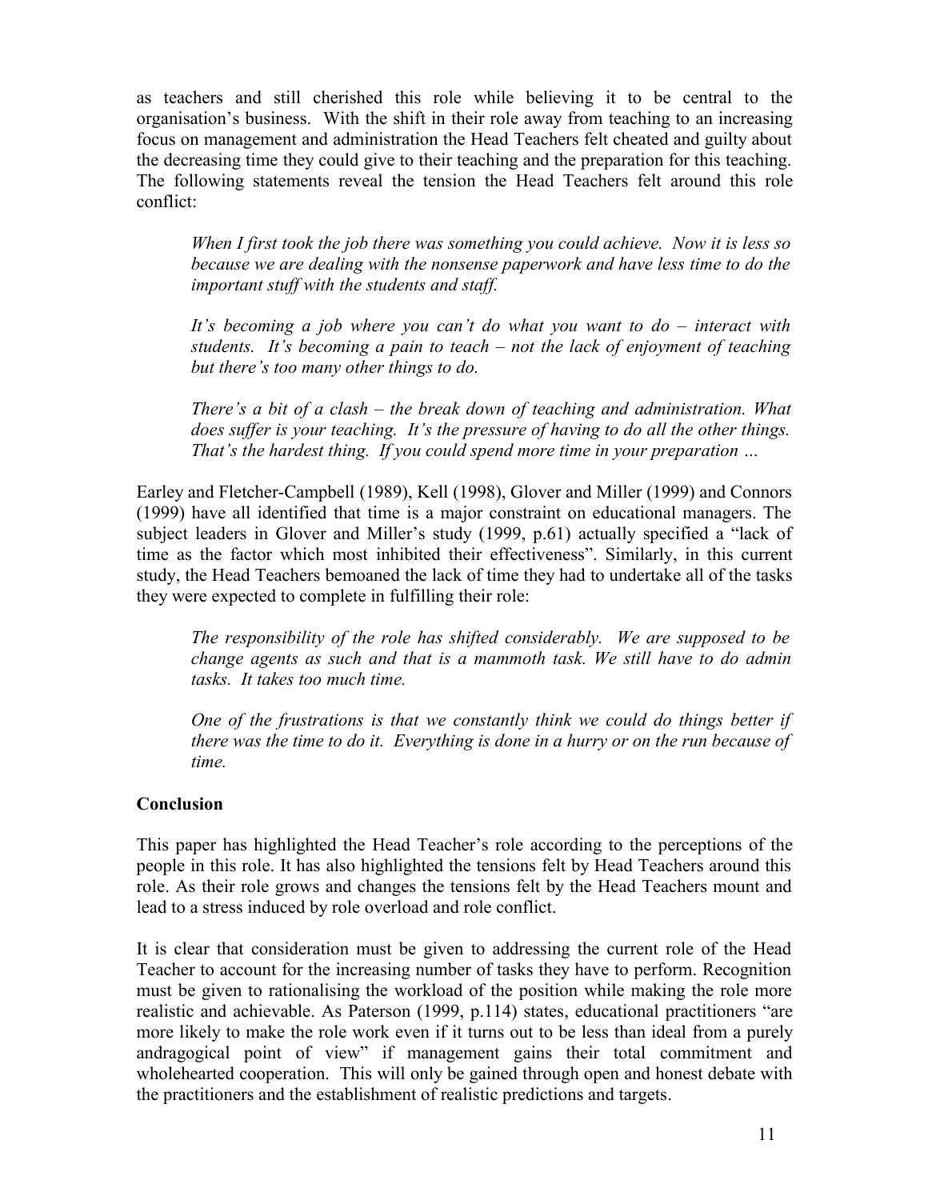as teachers and still cherished this role while believing it to be central to the organisation's business. With the shift in their role away from teaching to an increasing focus on management and administration the Head Teachers felt cheated and guilty about the decreasing time they could give to their teaching and the preparation for this teaching. The following statements reveal the tension the Head Teachers felt around this role conflict:

> *When I first took the job there was something you could achieve. Now it is less so because we are dealing with the nonsense paperwork and have less time to do the important stuff with the students and staff.*
>
> *It's becoming a job where you can't do what you want to do – interact with students. It's becoming a pain to teach – not the lack of enjoyment of teaching but there's too many other things to do.*
>
> *There's a bit of a clash – the break down of teaching and administration. What does suffer is your teaching. It's the pressure of having to do all the other things. That's the hardest thing. If you could spend more time in your preparation …*

Earley and Fletcher-Campbell (1989), Kell (1998), Glover and Miller (1999) and Connors (1999) have all identified that time is a major constraint on educational managers. The subject leaders in Glover and Miller's study (1999, p.61) actually specified a "lack of time as the factor which most inhibited their effectiveness". Similarly, in this current study, the Head Teachers bemoaned the lack of time they had to undertake all of the tasks they were expected to complete in fulfilling their role:

> *The responsibility of the role has shifted considerably. We are supposed to be change agents as such and that is a mammoth task. We still have to do admin tasks. It takes too much time.*
>
> *One of the frustrations is that we constantly think we could do things better if there was the time to do it. Everything is done in a hurry or on the run because of time.*

## Conclusion

This paper has highlighted the Head Teacher's role according to the perceptions of the people in this role. It has also highlighted the tensions felt by Head Teachers around this role. As their role grows and changes the tensions felt by the Head Teachers mount and lead to a stress induced by role overload and role conflict.

It is clear that consideration must be given to addressing the current role of the Head Teacher to account for the increasing number of tasks they have to perform. Recognition must be given to rationalising the workload of the position while making the role more realistic and achievable. As Paterson (1999, p.114) states, educational practitioners "are more likely to make the role work even if it turns out to be less than ideal from a purely andragogical point of view" if management gains their total commitment and wholehearted cooperation. This will only be gained through open and honest debate with the practitioners and the establishment of realistic predictions and targets.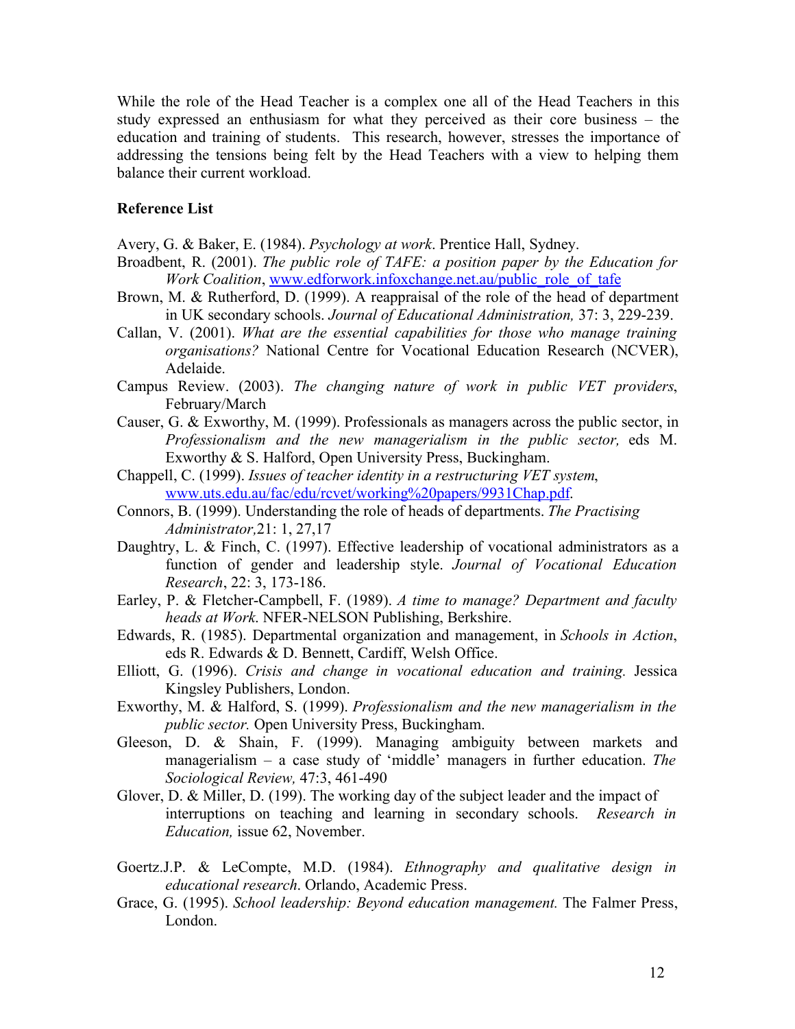While the role of the Head Teacher is a complex one all of the Head Teachers in this study expressed an enthusiasm for what they perceived as their core business – the education and training of students. This research, however, stresses the importance of addressing the tensions being felt by the Head Teachers with a view to helping them balance their current workload.

**Reference List**

Avery, G. & Baker, E. (1984). *Psychology at work*. Prentice Hall, Sydney.

Broadbent, R. (2001). *The public role of TAFE: a position paper by the Education for Work Coalition*, www.edforwork.infoxchange.net.au/public_role_of_tafe

Brown, M. & Rutherford, D. (1999). A reappraisal of the role of the head of department in UK secondary schools. *Journal of Educational Administration,* 37: 3, 229-239.

Callan, V. (2001). *What are the essential capabilities for those who manage training organisations?* National Centre for Vocational Education Research (NCVER), Adelaide.

Campus Review. (2003). *The changing nature of work in public VET providers*, February/March

Causer, G. & Exworthy, M. (1999). Professionals as managers across the public sector, in *Professionalism and the new managerialism in the public sector,* eds M. Exworthy & S. Halford, Open University Press, Buckingham.

Chappell, C. (1999). *Issues of teacher identity in a restructuring VET system*, www.uts.edu.au/fac/edu/rcvet/working%20papers/9931Chap.pdf.

Connors, B. (1999). Understanding the role of heads of departments. *The Practising Administrator,*21: 1, 27,17

Daughtry, L. & Finch, C. (1997). Effective leadership of vocational administrators as a function of gender and leadership style. *Journal of Vocational Education Research*, 22: 3, 173-186.

Earley, P. & Fletcher-Campbell, F. (1989). *A time to manage? Department and faculty heads at Work*. NFER-NELSON Publishing, Berkshire.

Edwards, R. (1985). Departmental organization and management, in *Schools in Action*, eds R. Edwards & D. Bennett, Cardiff, Welsh Office.

Elliott, G. (1996). *Crisis and change in vocational education and training.* Jessica Kingsley Publishers, London.

Exworthy, M. & Halford, S. (1999). *Professionalism and the new managerialism in the public sector.* Open University Press, Buckingham.

Gleeson, D. & Shain, F. (1999). Managing ambiguity between markets and managerialism – a case study of 'middle' managers in further education. *The Sociological Review,* 47:3, 461-490

Glover, D. & Miller, D. (199). The working day of the subject leader and the impact of interruptions on teaching and learning in secondary schools. *Research in Education,* issue 62, November.

Goertz.J.P. & LeCompte, M.D. (1984). *Ethnography and qualitative design in educational research*. Orlando, Academic Press.

Grace, G. (1995). *School leadership: Beyond education management.* The Falmer Press, London.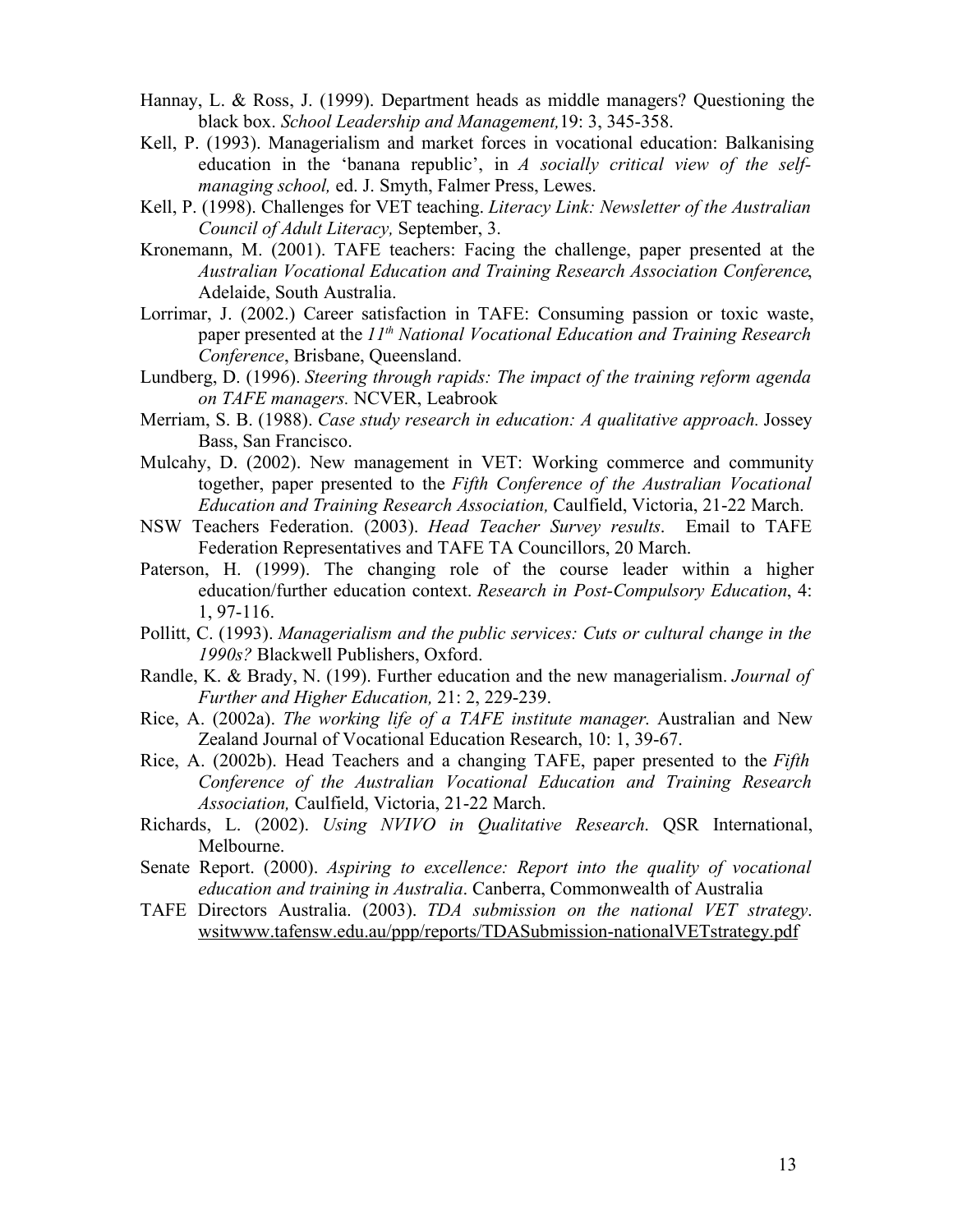Hannay, L. & Ross, J. (1999). Department heads as middle managers? Questioning the black box. *School Leadership and Management,*19: 3, 345-358.

Kell, P. (1993). Managerialism and market forces in vocational education: Balkanising education in the 'banana republic', in *A socially critical view of the self-managing school,* ed. J. Smyth, Falmer Press, Lewes.

Kell, P. (1998). Challenges for VET teaching. *Literacy Link: Newsletter of the Australian Council of Adult Literacy,* September, 3.

Kronemann, M. (2001). TAFE teachers: Facing the challenge, paper presented at the *Australian Vocational Education and Training Research Association Conference*, Adelaide, South Australia.

Lorrimar, J. (2002.) Career satisfaction in TAFE: Consuming passion or toxic waste, paper presented at the *11th National Vocational Education and Training Research Conference*, Brisbane, Queensland.

Lundberg, D. (1996). *Steering through rapids: The impact of the training reform agenda on TAFE managers.* NCVER, Leabrook

Merriam, S. B. (1988). *Case study research in education: A qualitative approach.* Jossey Bass, San Francisco.

Mulcahy, D. (2002). New management in VET: Working commerce and community together, paper presented to the *Fifth Conference of the Australian Vocational Education and Training Research Association,* Caulfield, Victoria, 21-22 March.

NSW Teachers Federation. (2003). *Head Teacher Survey results*. Email to TAFE Federation Representatives and TAFE TA Councillors, 20 March.

Paterson, H. (1999). The changing role of the course leader within a higher education/further education context. *Research in Post-Compulsory Education*, 4: 1, 97-116.

Pollitt, C. (1993). *Managerialism and the public services: Cuts or cultural change in the 1990s?* Blackwell Publishers, Oxford.

Randle, K. & Brady, N. (199). Further education and the new managerialism. *Journal of Further and Higher Education,* 21: 2, 229-239.

Rice, A. (2002a). *The working life of a TAFE institute manager.* Australian and New Zealand Journal of Vocational Education Research, 10: 1, 39-67.

Rice, A. (2002b). Head Teachers and a changing TAFE, paper presented to the *Fifth Conference of the Australian Vocational Education and Training Research Association,* Caulfield, Victoria, 21-22 March.

Richards, L. (2002). *Using NVIVO in Qualitative Research*. QSR International, Melbourne.

Senate Report. (2000). *Aspiring to excellence: Report into the quality of vocational education and training in Australia*. Canberra, Commonwealth of Australia

TAFE Directors Australia. (2003). *TDA submission on the national VET strategy*. wsitwww.tafensw.edu.au/ppp/reports/TDASubmission-nationalVETstrategy.pdf